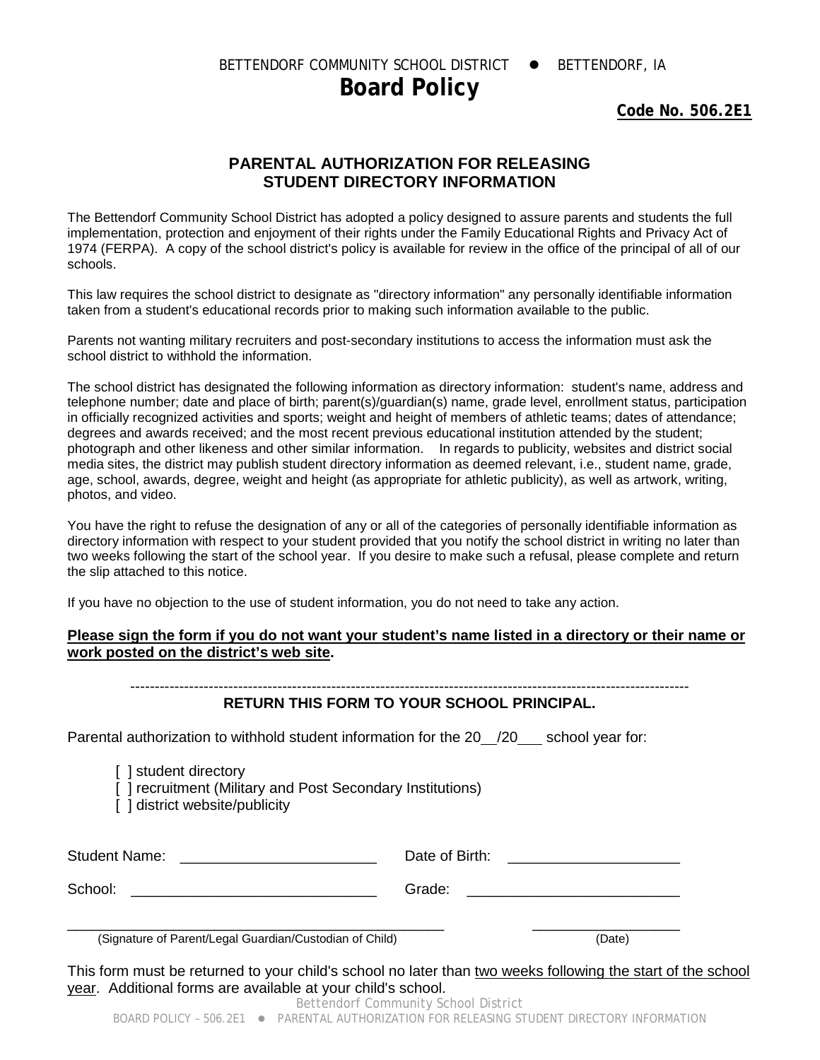BETTENDORF COMMUNITY SCHOOL DISTRICT ● BETTENDORF, IA

# Board Policy

**Code No. 506.2E1**

## PARENTAL AUTHORIZATION FOR RELEASING STUDENT DIRECTORY INFORMATION

The Bettendorf Community School District has adopted a policy designed to assure parents and students the full implementation, protection and enjoyment of their rights under the Family Educational Rights and Privacy Act of 1974 (FERPA). A copy of the school district's policy is available for review in the office of the principal of all of our schools.

This law requires the school district to designate as "directory information" any personally identifiable information taken from a student's educational records prior to making such information available to the public.

Parents not wanting military recruiters and post-secondary institutions to access the information must ask the school district to withhold the information.

The school district has designated the following information as directory information: student's name, address and telephone number; date and place of birth; parent(s)/guardian(s) name, grade level, enrollment status, participation in officially recognized activities and sports; weight and height of members of athletic teams; dates of attendance; degrees and awards received; and the most recent previous educational institution attended by the student; photograph and other likeness and other similar information. In regards to publicity, websites and district social media sites, the district may publish student directory information as deemed relevant, i.e., student name, grade, age, school, awards, degree, weight and height (as appropriate for athletic publicity), as well as artwork, writing, photos, and video.

You have the right to refuse the designation of any or all of the categories of personally identifiable information as directory information with respect to your student provided that you notify the school district in writing no later than two weeks following the start of the school year. If you desire to make such a refusal, please complete and return the slip attached to this notice.

If you have no objection to the use of student information, you do not need to take any action.

**Please sign the form if you do not want your student's name listed in a directory or their name or work posted on the district's web site.**

---

**RETURN THIS FORM TO YOUR SCHOOL PRINCIPAL.**

Parental authorization to withhold student information for the 20__/20___ school year for:

[ ] student directory
[ ] recruitment (Military and Post Secondary Institutions)
[ ] district website/publicity

Student Name: ________________________ Date of Birth: ____________________

School: ______________________________ Grade: __________________________

_______________________________________________ __________________
(Signature of Parent/Legal Guardian/Custodian of Child) (Date)

This form must be returned to your child's school no later than two weeks following the start of the school year. Additional forms are available at your child's school.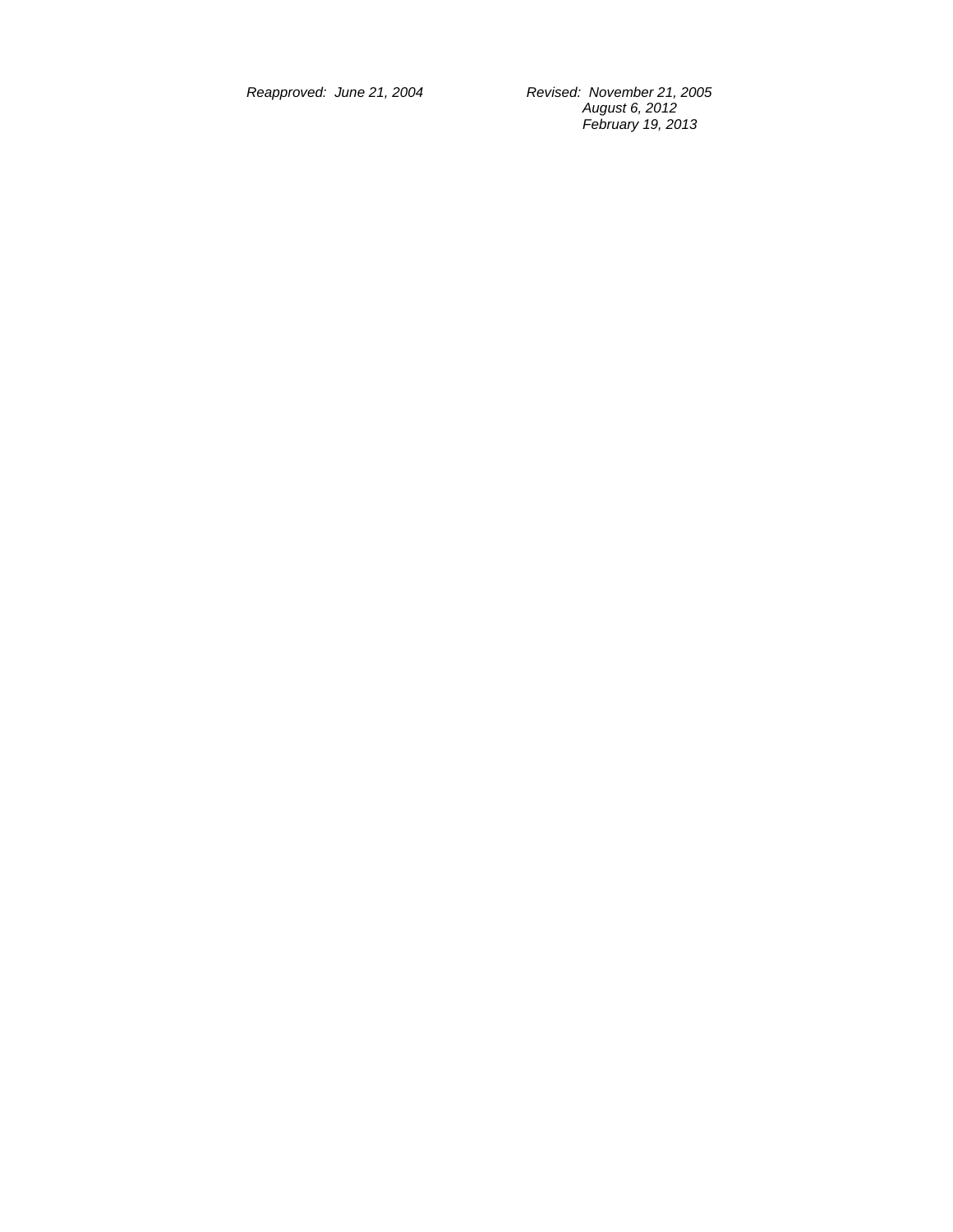*Reapproved: June 21, 2004*

*Revised: November 21, 2005*
*August 6, 2012*
*February 19, 2013*